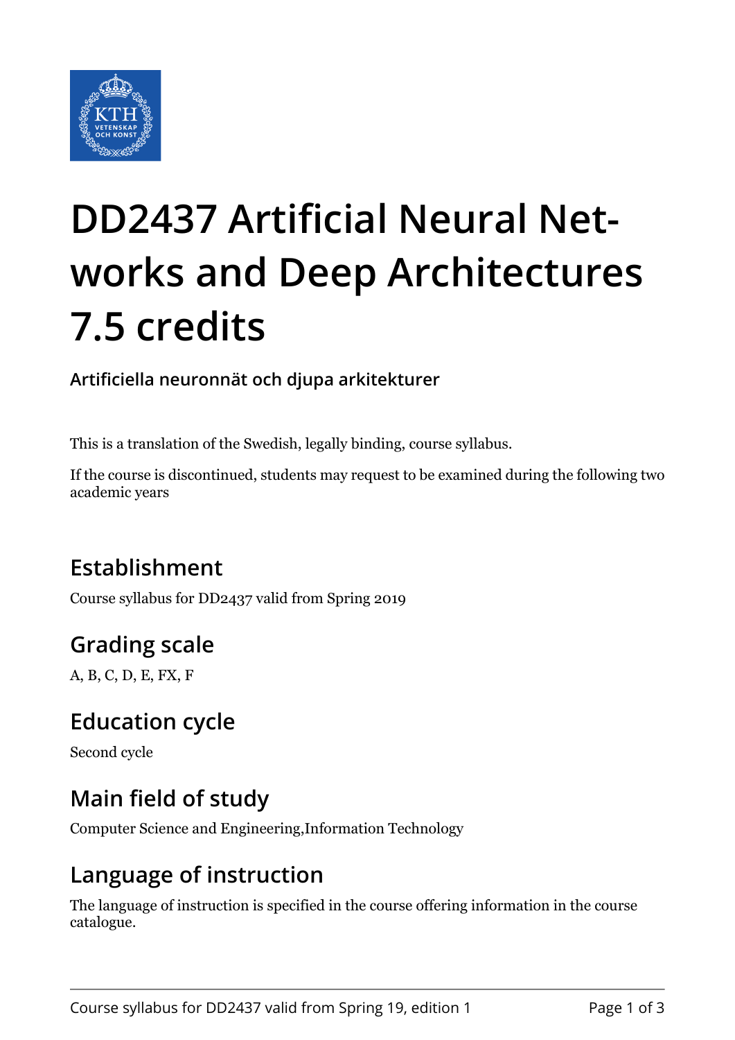# DD2437 Artificial Neural Networks and Deep Architectures 7.5 credits

**Artificiella neuronnät och djupa arkitekturer**

This is a translation of the Swedish, legally binding, course syllabus.

If the course is discontinued, students may request to be examined during the following two academic years

## Establishment

Course syllabus for DD2437 valid from Spring 2019

## Grading scale

A, B, C, D, E, FX, F

## Education cycle

Second cycle

## Main field of study

Computer Science and Engineering,Information Technology

## Language of instruction

The language of instruction is specified in the course offering information in the course catalogue.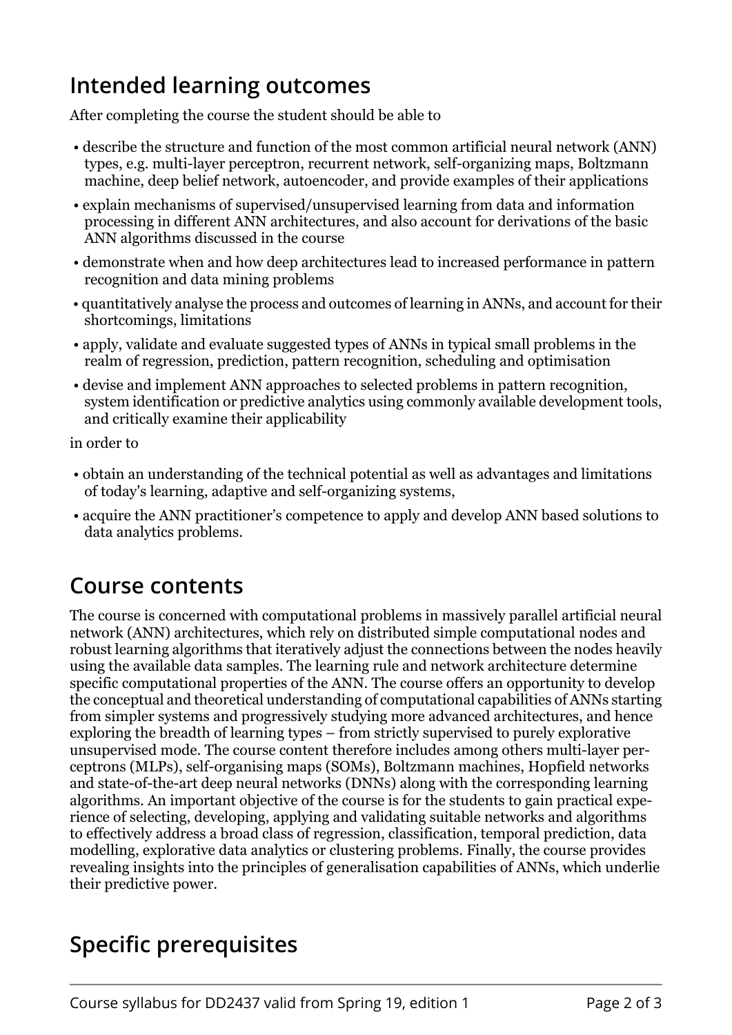## Intended learning outcomes

After completing the course the student should be able to

- describe the structure and function of the most common artificial neural network (ANN) types, e.g. multi-layer perceptron, recurrent network, self-organizing maps, Boltzmann machine, deep belief network, autoencoder, and provide examples of their applications
- explain mechanisms of supervised/unsupervised learning from data and information processing in different ANN architectures, and also account for derivations of the basic ANN algorithms discussed in the course
- demonstrate when and how deep architectures lead to increased performance in pattern recognition and data mining problems
- quantitatively analyse the process and outcomes of learning in ANNs, and account for their shortcomings, limitations
- apply, validate and evaluate suggested types of ANNs in typical small problems in the realm of regression, prediction, pattern recognition, scheduling and optimisation
- devise and implement ANN approaches to selected problems in pattern recognition, system identification or predictive analytics using commonly available development tools, and critically examine their applicability

in order to

- obtain an understanding of the technical potential as well as advantages and limitations of today's learning, adaptive and self-organizing systems,
- acquire the ANN practitioner's competence to apply and develop ANN based solutions to data analytics problems.

## Course contents

The course is concerned with computational problems in massively parallel artificial neural network (ANN) architectures, which rely on distributed simple computational nodes and robust learning algorithms that iteratively adjust the connections between the nodes heavily using the available data samples. The learning rule and network architecture determine specific computational properties of the ANN. The course offers an opportunity to develop the conceptual and theoretical understanding of computational capabilities of ANNs starting from simpler systems and progressively studying more advanced architectures, and hence exploring the breadth of learning types – from strictly supervised to purely explorative unsupervised mode. The course content therefore includes among others multi-layer perceptrons (MLPs), self-organising maps (SOMs), Boltzmann machines, Hopfield networks and state-of-the-art deep neural networks (DNNs) along with the corresponding learning algorithms. An important objective of the course is for the students to gain practical experience of selecting, developing, applying and validating suitable networks and algorithms to effectively address a broad class of regression, classification, temporal prediction, data modelling, explorative data analytics or clustering problems. Finally, the course provides revealing insights into the principles of generalisation capabilities of ANNs, which underlie their predictive power.

## Specific prerequisites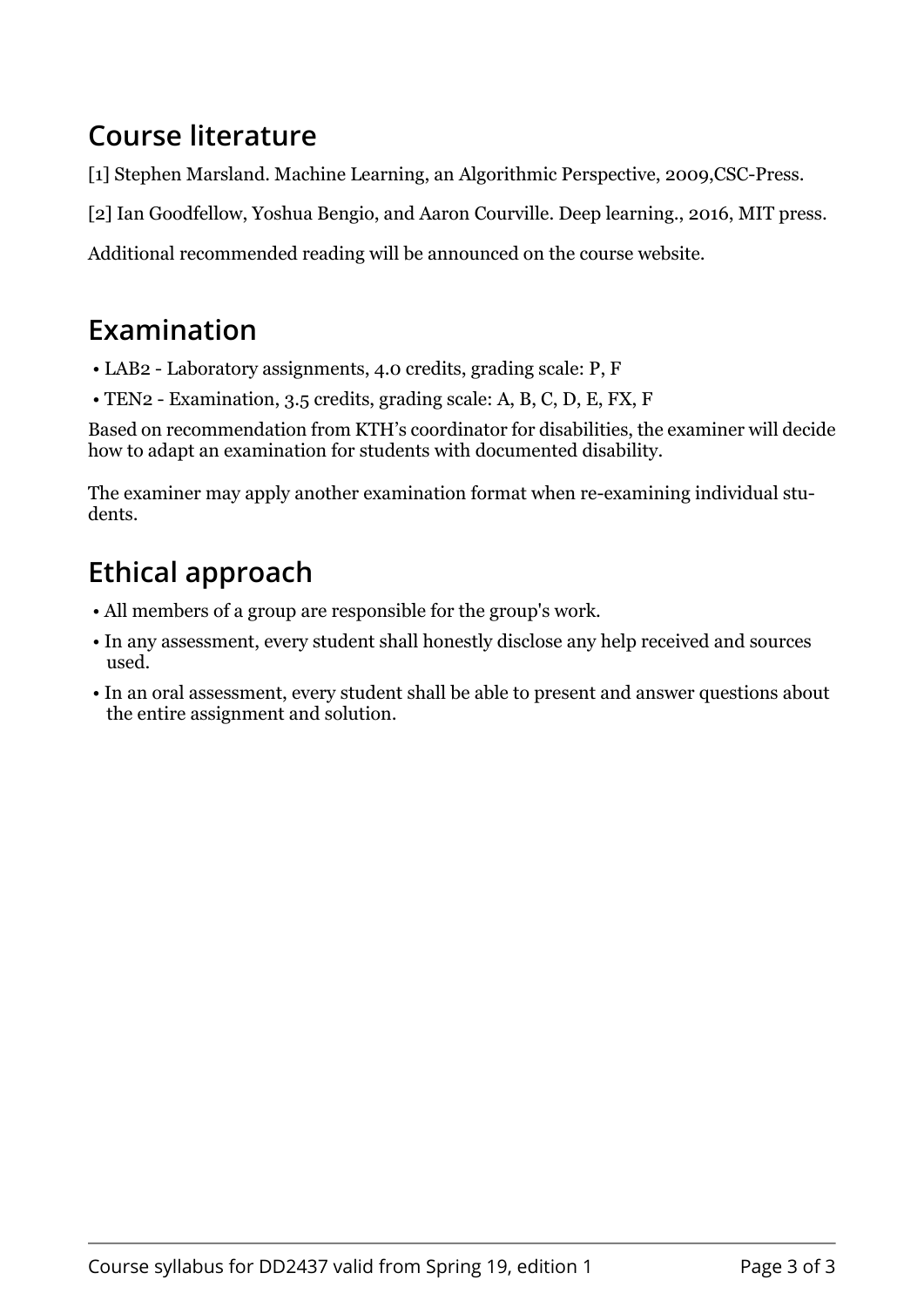## Course literature

[1] Stephen Marsland. Machine Learning, an Algorithmic Perspective, 2009,CSC-Press.

[2] Ian Goodfellow, Yoshua Bengio, and Aaron Courville. Deep learning., 2016, MIT press.

Additional recommended reading will be announced on the course website.

## Examination

- LAB2 - Laboratory assignments, 4.0 credits, grading scale: P, F
- TEN2 - Examination, 3.5 credits, grading scale: A, B, C, D, E, FX, F

Based on recommendation from KTH's coordinator for disabilities, the examiner will decide how to adapt an examination for students with documented disability.

The examiner may apply another examination format when re-examining individual students.

## Ethical approach

- All members of a group are responsible for the group's work.
- In any assessment, every student shall honestly disclose any help received and sources used.
- In an oral assessment, every student shall be able to present and answer questions about the entire assignment and solution.